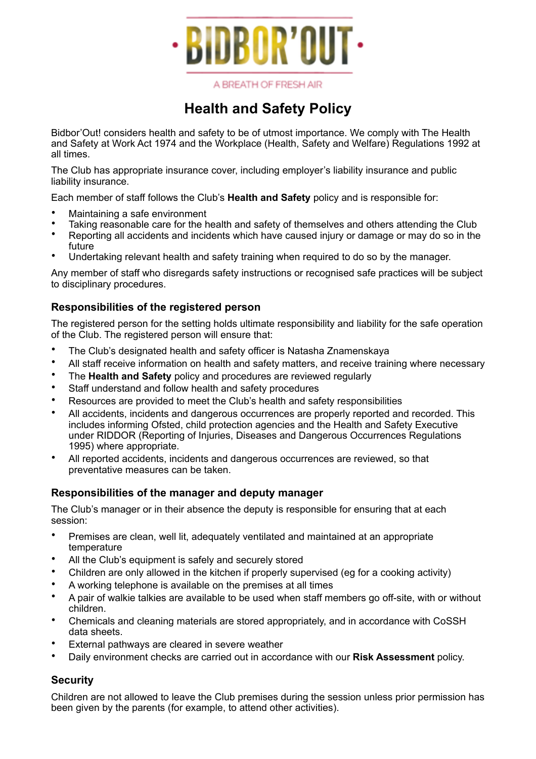·BIDBOR'OUT·

A BREATH OF FRESH AIR

# Health and Safety Policy

Bidbor'Out! considers health and safety to be of utmost importance. We comply with The Health and Safety at Work Act 1974 and the Workplace (Health, Safety and Welfare) Regulations 1992 at all times.

The Club has appropriate insurance cover, including employer's liability insurance and public liability insurance.

Each member of staff follows the Club's **Health and Safety** policy and is responsible for:

- Maintaining a safe environment
- Taking reasonable care for the health and safety of themselves and others attending the Club
- Reporting all accidents and incidents which have caused injury or damage or may do so in the future
- Undertaking relevant health and safety training when required to do so by the manager.

Any member of staff who disregards safety instructions or recognised safe practices will be subject to disciplinary procedures.

### Responsibilities of the registered person

The registered person for the setting holds ultimate responsibility and liability for the safe operation of the Club. The registered person will ensure that:

- The Club's designated health and safety officer is Natasha Znamenskaya
- All staff receive information on health and safety matters, and receive training where necessary
- The **Health and Safety** policy and procedures are reviewed regularly
- Staff understand and follow health and safety procedures
- Resources are provided to meet the Club's health and safety responsibilities
- All accidents, incidents and dangerous occurrences are properly reported and recorded. This includes informing Ofsted, child protection agencies and the Health and Safety Executive under RIDDOR (Reporting of Injuries, Diseases and Dangerous Occurrences Regulations 1995) where appropriate.
- All reported accidents, incidents and dangerous occurrences are reviewed, so that preventative measures can be taken.

### Responsibilities of the manager and deputy manager

The Club's manager or in their absence the deputy is responsible for ensuring that at each session:

- Premises are clean, well lit, adequately ventilated and maintained at an appropriate temperature
- All the Club's equipment is safely and securely stored
- Children are only allowed in the kitchen if properly supervised (eg for a cooking activity)
- A working telephone is available on the premises at all times
- A pair of walkie talkies are available to be used when staff members go off-site, with or without children.
- Chemicals and cleaning materials are stored appropriately, and in accordance with CoSSH data sheets.
- External pathways are cleared in severe weather
- Daily environment checks are carried out in accordance with our **Risk Assessment** policy.

### Security

Children are not allowed to leave the Club premises during the session unless prior permission has been given by the parents (for example, to attend other activities).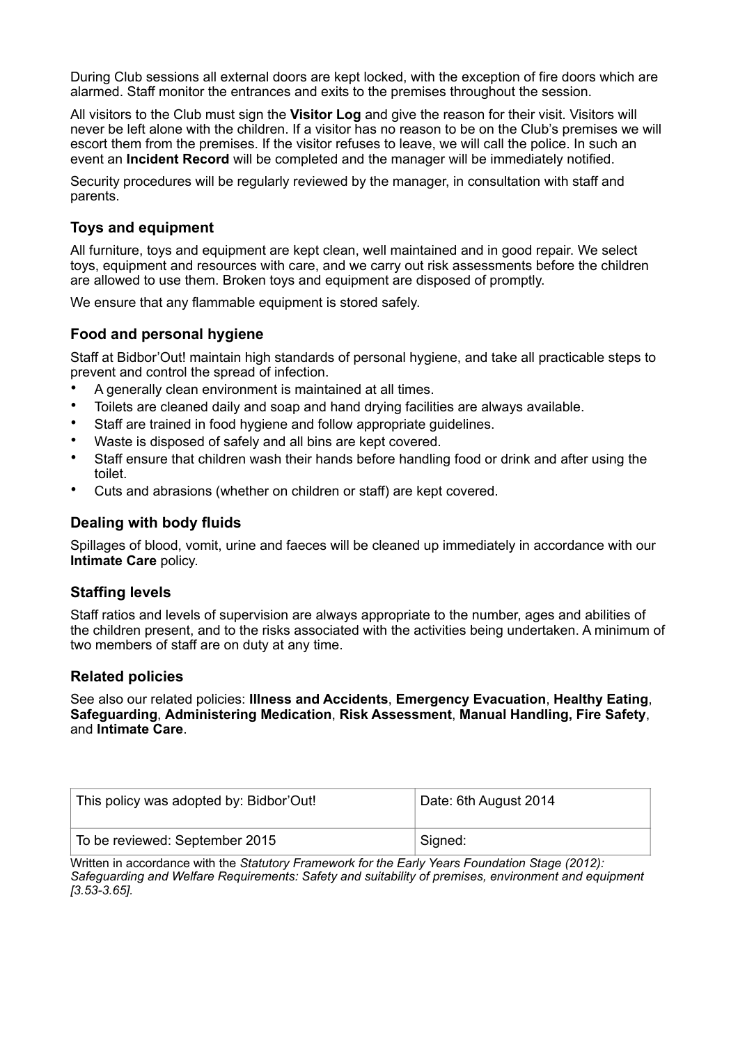During Club sessions all external doors are kept locked, with the exception of fire doors which are alarmed. Staff monitor the entrances and exits to the premises throughout the session.

All visitors to the Club must sign the **Visitor Log** and give the reason for their visit. Visitors will never be left alone with the children. If a visitor has no reason to be on the Club's premises we will escort them from the premises. If the visitor refuses to leave, we will call the police. In such an event an **Incident Record** will be completed and the manager will be immediately notified.

Security procedures will be regularly reviewed by the manager, in consultation with staff and parents.

### Toys and equipment

All furniture, toys and equipment are kept clean, well maintained and in good repair. We select toys, equipment and resources with care, and we carry out risk assessments before the children are allowed to use them. Broken toys and equipment are disposed of promptly.

We ensure that any flammable equipment is stored safely.

### Food and personal hygiene

Staff at Bidbor'Out! maintain high standards of personal hygiene, and take all practicable steps to prevent and control the spread of infection.

- A generally clean environment is maintained at all times.
- Toilets are cleaned daily and soap and hand drying facilities are always available.
- Staff are trained in food hygiene and follow appropriate guidelines.
- Waste is disposed of safely and all bins are kept covered.
- Staff ensure that children wash their hands before handling food or drink and after using the toilet.
- Cuts and abrasions (whether on children or staff) are kept covered.

### Dealing with body fluids

Spillages of blood, vomit, urine and faeces will be cleaned up immediately in accordance with our **Intimate Care** policy.

### Staffing levels

Staff ratios and levels of supervision are always appropriate to the number, ages and abilities of the children present, and to the risks associated with the activities being undertaken. A minimum of two members of staff are on duty at any time.

### Related policies

See also our related policies: **Illness and Accidents**, **Emergency Evacuation**, **Healthy Eating**, **Safeguarding**, **Administering Medication**, **Risk Assessment**, **Manual Handling, Fire Safety**, and **Intimate Care**.

| | |
|---|---|
| This policy was adopted by: Bidbor'Out! | Date: 6th August 2014 |
| To be reviewed: September 2015 | Signed: |

Written in accordance with the *Statutory Framework for the Early Years Foundation Stage (2012): Safeguarding and Welfare Requirements: Safety and suitability of premises, environment and equipment [3.53-3.65].*